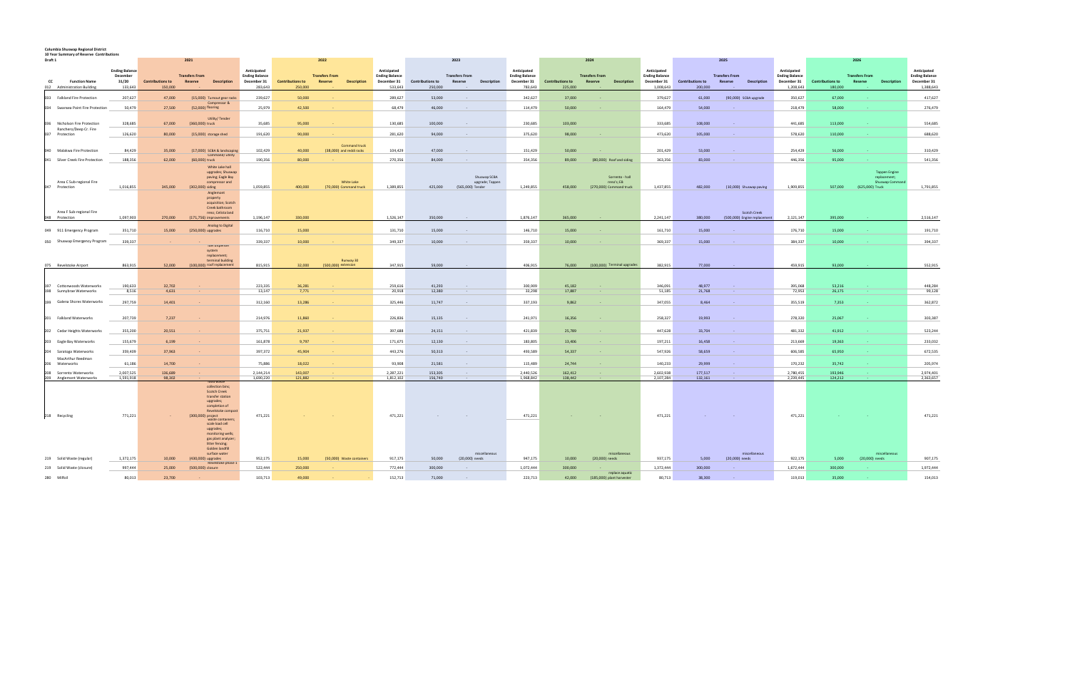**Columbia Shuswap Regional District**
**10 Year Summary of Reserve Contributions**
**Draft 1**

| CC | Function Name | Ending Balance December 31/20 | 2021 Contributions to | 2021 Transfers From Reserve | 2021 Description | Anticipated Ending Balance December 31 | 2022 Contributions to | 2022 Transfers From Reserve | 2022 Description | Anticipated Ending Balance December 31 | 2023 Contributions to | 2023 Transfers From Reserve | 2023 Description | Anticipated Ending Balance December 31 | 2024 Contributions to | 2024 Transfers From Reserve | 2024 Description | Anticipated Ending Balance December 31 | 2025 Contributions to | 2025 Transfers From Reserve | 2025 Description | Anticipated Ending Balance December 31 | 2026 Contributions to | 2026 Transfers From Reserve | 2026 Description | Anticipated Ending Balance December 31 |
|---|---|---|---|---|---|---|---|---|---|---|---|---|---|---|---|---|---|---|---|---|---|---|---|---|---|---|
| 012 | Administration Building | 133,643 | 150,000 | - | | 283,643 | 250,000 | - | | 533,643 | 250,000 | - | | 783,643 | 225,000 | - | | 1,008,643 | 200,000 | - | | 1,208,643 | 180,000 | - | | 1,388,643 |
| 033 | Falkland Fire Protection | 207,627 | 47,000 | (15,000) | Turnout gear racks | 239,627 | 50,000 | - | | 289,627 | 53,000 | - | | 342,627 | 37,000 | - | | 379,627 | 61,000 | (90,000) | SCBA upgrade | 350,627 | 67,000 | - | | 417,627 |
| 034 | Swansea Point Fire Protection | 50,479 | 27,500 | (52,000) | Compressor & flooring | 25,979 | 42,500 | - | | 68,479 | 46,000 | - | | 114,479 | 50,000 | - | | 164,479 | 54,000 | - | | 218,479 | 58,000 | - | | 276,479 |
| 036 | Nicholson Fire Protection | 328,685 | 67,000 | (360,000) | Utility/ Tender truck | 35,685 | 95,000 | - | | 130,685 | 100,000 | - | | 230,685 | 103,000 | - | | 333,685 | 108,000 | - | | 441,685 | 113,000 | - | | 554,685 |
| 037 | Ranchero/Deep Cr. Fire Protection | 126,620 | 80,000 | (15,000) | storage shed | 191,620 | 90,000 | - | | 281,620 | 94,000 | - | | 375,620 | 98,000 | - | | 473,620 | 105,000 | - | | 578,620 | 110,000 | - | | 688,620 |
| 040 | Malakwa Fire Protection | 84,429 | 35,000 | (17,000) | SCBA & landscaping | 102,429 | 40,000 | (38,000) | Command truck and reddi racks | 104,429 | 47,000 | - | | 151,429 | 50,000 | - | | 201,429 | 53,000 | - | | 254,429 | 56,000 | - | | 310,429 |
| 041 | Silver Creek Fire Protection | 188,356 | 62,000 | (60,000) | Command/ utility truck | 190,356 | 80,000 | - | | 270,356 | 84,000 | - | | 354,356 | 89,000 | (80,000) | Roof and siding | 363,356 | 83,000 | - | | 446,356 | 95,000 | - | | 541,356 |
| 047 | Area C Sub-regional Fire Protection | 1,016,855 | 345,000 | (302,000) | White Lake hall upgrades; Shuswap paving; Eagle Bay compressor and siding | 1,059,855 | 400,000 | (70,000) | White Lake Command truck | 1,389,855 | 425,000 | (565,000) | Shuswap SCBA upgrade; Tappen Tender | 1,249,855 | 458,000 | (270,000) | Sorrento - hall reno's; EB Command truck | 1,437,855 | 482,000 | (10,000) | Shuswap paving | 1,909,855 | 507,000 | (625,000) | Tappen Engine replacement; Shuswap Command Truck | 1,791,855 |
| 048 | Area F Sub-regional Fire Protection | 1,097,903 | 270,000 | (171,756) | Anglemont property acquisition; Scotch Creek bathroom reno; Celista land improvements | 1,196,147 | 330,000 | | | 1,526,147 | 350,000 | - | | 1,876,147 | 365,000 | - | | 2,241,147 | 380,000 | (500,000) | Scotch Creek Engine replacement | 2,121,147 | 395,000 | - | | 2,516,147 |
| 049 | 911 Emergency Program | 351,710 | 15,000 | (250,000) | Analog to Digital upgrades | 116,710 | 15,000 | | | 131,710 | 15,000 | - | | 146,710 | 15,000 | - | | 161,710 | 15,000 | - | | 176,710 | 15,000 | - | | 191,710 |
| 050 | Shuswap Emergency Program | 339,337 | - | - | | 339,337 | 10,000 | - | | 349,337 | 10,000 | - | | 359,337 | 10,000 | - | | 369,337 | 15,000 | - | | 384,337 | 10,000 | - | | 394,337 |
| 075 | Revelstoke Airport | 863,915 | 52,000 | (100,000) | fuel dispenser system replacement; terminal building roof replacement | 815,915 | 32,000 | (500,000) | Runway 30 extension | 347,915 | 59,000 | - | | 406,915 | 76,000 | (100,000) | Terminal upgrades | 382,915 | 77,000 | - | | 459,915 | 93,000 | - | | 552,915 |
| 197 | Cottonwoods Waterworks | 190,633 | 32,702 | - | | 223,335 | 36,281 | - | | 259,616 | 41,293 | - | | 300,909 | 45,182 | - | | 346,091 | 48,977 | - | | 395,068 | 53,216 | - | | 448,284 |
| 198 | Sunnybrae Waterworks | 8,516 | 4,631 | - | | 13,147 | 7,771 | - | | 20,918 | 12,380 | - | | 33,298 | 17,887 | - | | 51,185 | 21,768 | - | | 72,953 | 26,175 | - | | 99,128 |
| 199 | Galena Shores Waterworks | 297,759 | 14,401 | - | | 312,160 | 13,286 | - | | 325,446 | 11,747 | - | | 337,193 | 9,862 | - | | 347,055 | 8,464 | - | | 355,519 | 7,353 | - | | 362,872 |
| 201 | Falkland Waterworks | 207,739 | 7,237 | - | | 214,976 | 11,860 | - | | 226,836 | 15,135 | - | | 241,971 | 16,356 | - | | 258,327 | 19,993 | - | | 278,320 | 25,067 | - | | 303,387 |
| 202 | Cedar Heights Waterworks | 355,200 | 20,551 | - | | 375,751 | 21,937 | - | | 397,688 | 24,151 | - | | 421,839 | 25,789 | - | | 447,628 | 33,704 | - | | 481,332 | 41,912 | - | | 523,244 |
| 203 | Eagle Bay Waterworks | 155,679 | 6,199 | - | | 161,878 | 9,797 | - | | 171,675 | 12,130 | - | | 183,805 | 13,406 | - | | 197,211 | 16,458 | - | | 213,669 | 19,363 | - | | 233,032 |
| 204 | Saratoga Waterworks | 359,409 | 37,963 | - | | 397,372 | 45,904 | - | | 443,276 | 50,313 | - | | 493,589 | 54,337 | - | | 547,926 | 58,659 | - | | 606,585 | 65,950 | - | | 672,535 |
| 206 | MacArthur Reedman Waterworks | 61,186 | 14,700 | - | | 75,886 | 18,022 | - | | 93,908 | 21,581 | - | | 115,489 | 24,744 | - | | 140,233 | 29,999 | - | | 170,232 | 35,742 | - | | 205,974 |
| 208 | Sorrento Waterworks | 2,007,525 | 136,689 | - | | 2,144,214 | 143,007 | - | | 2,287,221 | 153,305 | - | | 2,440,526 | 162,412 | - | | 2,602,938 | 177,517 | - | | 2,780,455 | 193,946 | - | | 2,974,401 |
| 209 | Anglemont Waterworks | 1,591,918 | 98,302 | - | | 1,690,220 | 121,882 | - | | 1,812,102 | 156,740 | - | | 1,968,842 | 138,442 | - | | 2,107,284 | 132,161 | - | | 2,239,445 | 124,212 | - | | 2,363,657 |
| 218 | Recycling | 771,221 | - | (300,000) | food waste collection bins; Scotch Creek transfer station upgrades; completion of Revelstoke compost project | 471,221 | - | - | | 471,221 | - | - | | 471,221 | - | - | | 471,221 | - | - | | 471,221 | - | - | | 471,221 |
| 219 | Solid Waste (regular) | 1,372,175 | 10,000 | (430,000) | waste containers; scale load cell upgrades; monitoring wells; gas plant analyzer; litter fencing; Golden landfill surface water upgrades | 952,175 | 15,000 | (50,000) | Waste containers | 917,175 | 50,000 | (20,000) | miscellaneous needs | 947,175 | 10,000 | (20,000) | miscellaneous needs | 937,175 | 5,000 | (20,000) | miscellaneous needs | 922,175 | 5,000 | (20,000) | miscellaneous needs | 907,175 |
| 219 | Solid Waste (closure) | 997,444 | 25,000 | (500,000) | Revelstoke phase 1 closure | 522,444 | 250,000 | - | | 772,444 | 300,000 | - | | 1,072,444 | 300,000 | - | | 1,372,444 | 300,000 | - | | 1,672,444 | 300,000 | - | | 1,972,444 |
| 280 | Milfoil | 80,013 | 23,700 | - | | 103,713 | 49,000 | - | - | 152,713 | 71,000 | - | | 223,713 | 42,000 | (185,000) | replace aquatic plant harvester | 80,713 | 38,300 | - | | 119,013 | 35,000 | - | | 154,013 |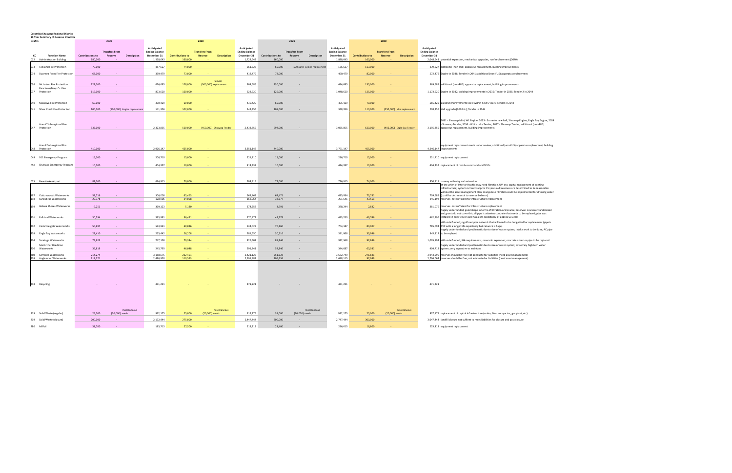**Columbia Shuswap Regional District**
**10 Year Summary of Reserve Contribs**
**Draft 1**

| CC | Function Name | 2027 Contributions to | 2027 Transfers From Reserve | 2027 Description | Anticipated Ending Balance December 31 | 2028 Contributions to | 2028 Transfers From Reserve | 2028 Description | Anticipated Ending Balance December 31 | 2029 Contributions to | 2029 Transfers From Reserve | 2029 Description | Anticipated Ending Balance December 31 | 2030 Contributions to | 2030 Transfers From Reserve | 2030 Description | Anticipated Ending Balance December 31 | |
|---|---|---|---|---|---|---|---|---|---|---|---|---|---|---|---|---|---|---|
| 012 | Administration Building | 180,000 | - | | 1,568,643 | 160,000 | - | | 1,728,643 | 160,000 | - | | 1,888,643 | 160,000 | - | | 2,048,643 | potential expansion, mechanical upgrades, roof replacement (2040) |
| 033 | Falkland Fire Protection | 70,000 | - | | 487,627 | 74,000 | - | | 561,627 | 65,000 | (500,000) | Engine replacement | 126,627 | 113,000 | - | | 239,627 | additional (non-FUS) apparatus replacement, building improvements |
| 034 | Swansea Point Fire Protection | 63,000 | - | | 339,479 | 73,000 | - | | 412,479 | 78,000 | - | | 490,479 | 82,000 | - | | 572,479 | Engine in 2036; Tender in 2041; additional (non-FUS) apparatus replacement |
| 036 | Nicholson Fire Protection | 122,000 | - | | 676,685 | 128,000 | (500,000) | Pumper replacement | 304,685 | 130,000 | - | | 434,685 | 135,000 | - | | 569,685 | additional (non-FUS) apparatus replacement, building improvements |
| 037 | Ranchero/Deep Cr. Fire Protection | 115,000 | - | | 803,620 | 120,000 | - | | 923,620 | 125,000 | - | | 1,048,620 | 125,000 | - | | 1,173,620 | Engine in 2032; building improvements in 2035; Tender in 2036; Tender 2 in 2044 |
| 040 | Malakwa Fire Protection | 60,000 | - | | 370,429 | 60,000 | - | | 430,429 | 65,000 | - | | 495,429 | 70,000 | - | | 565,429 | Building improvements likely within next 5 years; Tender in 2042 |
| 041 | Silver Creek Fire Protection | 100,000 | (500,000) | Engine replacement | 141,356 | 102,000 | - | | 243,356 | 105,000 | - | | 348,356 | 110,000 | (250,000) | Mini replacement | 208,356 | Hall upgrade(2030ish); Tender in 2044 |
| 047 | Area C Sub-regional Fire Protection | 532,000 | - | | 2,323,855 | 560,000 | (450,000) | Shuswap Tender | 2,433,855 | 592,000 | - | | 3,025,855 | 620,000 | (450,000) | Eagle Bay Tender | 3,195,855 | 2031 - Shuswap Mini; WL Engine; 2033 - Sorrento new hall; Shuswap Engine; Eagle Bay Engine; 2034 - Shuswap Tender; 2036 - White Lake Tender; 2037 - Shuswap Tender; additional (non-FUS) apparatus replacement; building improvements |
| 048 | Area F Sub-regional Fire Protection | 410,000 | - | | 2,926,147 | 425,000 | - | | 3,351,147 | 440,000 | - | | 3,791,147 | 455,000 | | | 4,246,147 | equipment replacement needs under review; additional (non-FUS) apparatus replacement; building improvements |
| 049 | 911 Emergency Program | 15,000 | - | | 206,710 | 15,000 | - | | 221,710 | 15,000 | - | | 236,710 | 15,000 | - | | 251,710 | equipment replacement |
| 050 | Shuswap Emergency Program | 10,000 | - | | 404,337 | 10,000 | - | | 414,337 | 10,000 | - | | 424,337 | 10,000 | - | | 434,337 | replacement of mobile command and SPU's |
| 075 | Revelstoke Airport | 82,000 | - | | 634,915 | 70,000 | - | | 704,915 | 72,000 | - | | 776,915 | 74,000 | - | | 850,915 | runway widening and extension |
| 197 | Cottonwoods Waterworks | 57,716 | - | | 506,000 | 62,463 | - | | 568,463 | 67,471 | - | | 635,934 | 73,751 | - | | 709,685 | at the whim of Interior Health; may need filtration, UV, etc; capital replacement of existing infrastructure; system currently approx 15 years old; reserves are determined to be reasonable without the asset management plan; manganese filtration could be implemented for drinking water (could be detrimental to reserve balance) |
| 198 | Sunnybrae Waterworks | 29,778 | - | | 128,906 | 34,058 | - | | 162,964 | 38,677 | - | | 201,641 | 43,551 | - | | 245,192 | reserves not sufficient for infrastructure replacement |
| 199 | Galena Shores Waterworks | 6,251 | - | | 369,123 | 5,130 | - | | 374,253 | 3,991 | - | | 378,244 | 2,832 | - | | 381,076 | reserves not sufficient for infrastructure replacement |
| 201 | Falkland Waterworks | 30,594 | - | | 333,981 | 36,491 | - | | 370,472 | 42,778 | - | | 413,250 | 49,746 | - | | 462,996 | hugely underfunded; good shape in terms of filtration and source; reservoir is severely undersized and grants do not cover this; all pipe is asbestos concrete that needs to be replaced; pipe was installed in early 1970's and has a life expectancy of approx 60 years |
| 202 | Cedar Heights Waterworks | 50,697 | - | | 573,941 | 60,086 | - | | 634,027 | 70,160 | - | | 704,187 | 80,907 | - | | 785,094 | still underfunded; significant pipe network that will need to be budgetted for replacement (pipe is PVC with a longer life expectancy but network is huge) |
| 203 | Eagle Bay Waterworks | 22,410 | - | | 255,442 | 26,208 | - | | 281,650 | 30,216 | - | | 311,866 | 33,946 | - | | 345,812 | hugely underfunded and problematic due to size of water system; intake work to be done; AC pipe to be replaced |
| 204 | Saratoga Waterworks | 74,623 | - | | 747,158 | 79,344 | - | | 826,502 | 85,846 | - | | 912,348 | 92,846 | - | | 1,005,194 | still underfunded; IHA requirements; reservoir expansion; concrete asbestos pipe to be replaced |
| 206 | MacArthur Reedman Waterworks | 39,819 | - | | 245,793 | 46,048 | - | | 291,841 | 52,846 | - | | 344,687 | 60,031 | - | | 404,718 | hugely underfunded and problematic due to size of water system; extremely high tech water system; very expensive to maintain |
| 208 | Sorrento Waterworks | 214,274 | - | | 3,188,675 | 232,451 | - | | 3,421,126 | 251,623 | - | | 3,672,749 | 271,841 | - | | 3,944,590 | reserves should be fine; not adequate for liabilities (need asset management) |
| 209 | Anglemont Waterworks | 117,271 | - | | 2,480,928 | 110,553 | - | | 2,591,481 | 106,634 | - | | 2,698,115 | 97,949 | - | | 2,796,064 | reserves should be fine; not adequate for liabilities (need asset management) |
| 218 | Recycling | - | - | | 471,221 | - | - | | 471,221 | - | - | | 471,221 | - | - | | 471,221 | |
| 219 | Solid Waste (regular) | 25,000 | (20,000) | miscellaneous needs | 912,175 | 25,000 | (20,000) | miscellaneous needs | 917,175 | 35,000 | (20,000) | miscellaneous needs | 932,175 | 25,000 | (20,000) | miscellaneous needs | 937,175 | replacement of capital infrastructure (scales, bins, compactor, gas plant, etc) |
| 219 | Solid Waste (closure) | 200,000 | - | | 2,172,444 | 275,000 | - | | 2,447,444 | 300,000 | - | | 2,747,444 | 300,000 | - | | 3,047,444 | landfill closure not suffient to meet liabilities for closure and post closure |
| 280 | Milfoil | 31,700 | - | | 185,713 | 27,500 | - | | 213,213 | 23,400 | - | | 236,613 | 16,800 | - | | 253,413 | equipment replacement |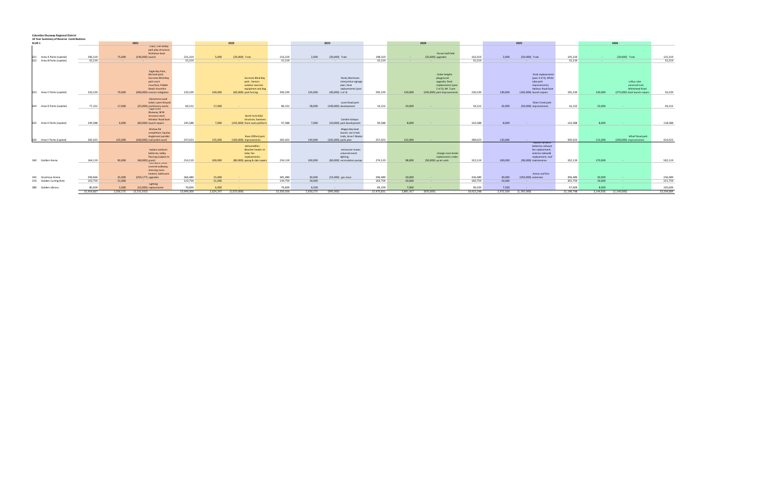**Columbia Shuswap Regional District**
**10 Year Summary of Reserve Contributions**
**Draft 1**

| | | 2021 | | | | 2022 | | | | 2023 | | | | 2024 | | | | 2025 | | | | 2026 | | | |
|---|---|---|---|---|---|---|---|---|---|---|---|---|---|---|---|---|---|---|---|---|---|---|---|---|---|
| 321 Area A Parks (capital) | 296,319 | 75,000 | (140,000) | Trails; Tom Kelly park play structure; Nicholson boat launch | 231,319 | 5,000 | (20,000) | Trails | 216,319 | 2,000 | (20,000) | Trails | 198,319 | - | (35,000) | Parson ball field upgrades | 163,319 | 2,000 | (20,000) | Trails | 145,319 | - | (20,000) | Trails | 125,319 |
| 322 Area B Parks (capital) | 55,219 | - | - | | 55,219 | - | - | | 55,219 | - | - | | 55,219 | - | - | | 55,219 | - | - | | 55,219 | - | - | | 55,219 |
| 323 Area C Parks (capital) | 310,239 | 70,000 | (260,000) | Eagle Bay Park; Bernard park; Sorrento Blind Bay park court resurface; Pebble Beach shoreline erosion mitigation | 120,239 | 140,000 | (60,000) | Sorrento Blind Bay park - Seniors outdoor exercise equipment and dog park fencing | 200,239 | 135,000 | (40,000) | Rocky Martinson interpretive signage plan; Dock replacements (year 1 of 3) | 295,239 | 130,000 | (195,000) | Cedar Heights playground upgrade; Dock replacements (year 2 of 3); Mt. Tuam parks improvements | 230,239 | 130,000 | (165,000) | Dock replacements (year 3 of 3); White Lake park improvements; Harbour Road boat launch repairs | 195,239 | 130,000 | (275,000) | Loftus Lake universal trail; Whitehead Road boat launch repairs | 50,239 |
| 324 Area D Parks (capital) | 77,152 | 17,000 | (25,000) | Glenemma vault toilet; Lyons Rd park preliminary works | 69,152 | 17,000 | - | | 86,152 | 28,000 | (100,000) | Lyons Road park development | 14,152 | 20,000 | - | | 34,152 | 32,000 | (50,000) | Silver Creek park improvements | 16,152 | 33,000 | - | | 49,152 |
| 325 Area E Parks (capital) | 249,588 | 6,000 | (60,000) | Eagle River Blueway; NFWI structure start; Windsor Road boat launch repairs | 195,588 | 7,000 | (105,000) | North Fork Wild structure; Swansea Point swim platform | 97,588 | 7,000 | (10,000) | Cambie Solsqua park development | 94,588 | 8,000 | - | | 102,588 | 8,000 | - | | 110,588 | 8,000 | - | | 118,588 |
| 326 Area F Parks (capital) | 282,023 | 125,000 | (160,000) | Bristow Rd completion; Squilax Anglemont parallel trail prelim work | 247,023 | 135,000 | (100,000) | Rose Clifford park improvements | 282,023 | 140,000 | (165,000) | Magna Bay boat launch, Lee Creek trails; Area F Master parks plan | 257,023 | 132,000 | - | | 389,023 | 120,000 | - | | 509,023 | 115,000 | (200,000) | Wharf Road park improvements | 424,023 |
| 340 Golden Arena | 164,119 | 90,000 | (40,000) | replace zamboni batteries; lobby flooring (subject to grant) | 214,119 | 100,000 | (80,000) | dehumidifier; bleacher heater re-tube; fan replacements; piping & slab repairs | 234,119 | 100,000 | (60,000) | announcer tower; coloured event lighting; recirculation pumps | 274,119 | 98,000 | (50,000) | change room boiler replacement; make-up air units | 322,119 | 100,000 | (90,000) | replace zamboni batteries; exhaust fan replacement; exterior sidewalk replacement; roof maintenance | 332,119 | 170,000 | - | | 502,119 |
| 345 Sicamous Arena | 590,666 | 35,000 | (259,177) | roof work; rinse covered walkway; dressing room heaters; bathroom upgrades | 366,489 | 15,000 | - | | 381,489 | 30,000 | (15,000) | gas stove | 396,489 | 30,000 | - | | 426,489 | 30,000 | (250,000) | Arena roof line extension | 206,489 | 30,000 | - | | 236,489 |
| 370 Golden Curling Rink | 102,759 | 21,000 | - | | 123,759 | 21,000 | - | | 144,759 | 19,000 | - | | 163,759 | 20,000 | - | | 183,759 | 19,000 | - | | 202,759 | 19,000 | - | | 221,759 |
| 380 Golden Library | 80,609 | 5,000 | (15,000) | Lighting replacements | 70,609 | 6,000 | - | | 76,609 | 6,500 | - | | 83,109 | 7,000 | - | | 90,109 | 7,500 | - | | 97,609 | 8,000 | - | | 105,609 |
| | 15,454,667 | 2,026,575 | (1,531,933) | - | 15,949,309 | 2,624,247 | (1,023,000) | - | 15,550,556 | 2,920,275 | (995,000) | - | 17,475,831 | 2,881,417 | (935,000) | - | 19,422,248 | 2,972,500 | (1,195,000) | - | 21,199,748 | 3,144,936 | (1,140,000) | - | 23,204,684 |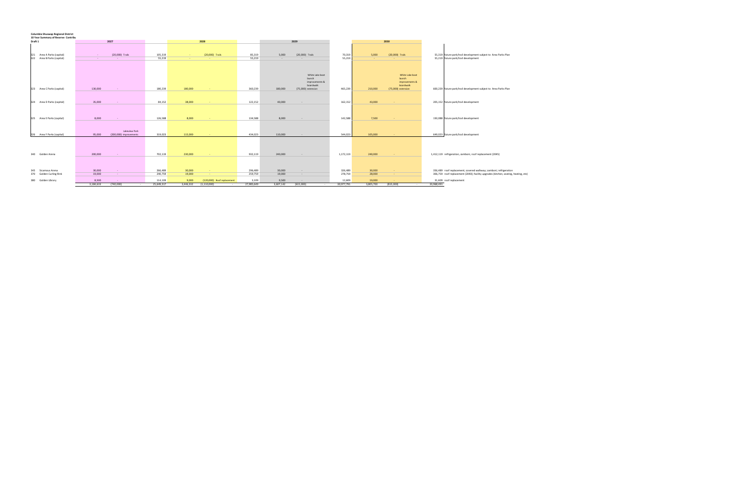**Columbia Shuswap Regional District**
**10 Year Summary of Reserve Contribs**
**Draft 1**

| | | 2027 | | | | 2028 | | | | 2029 | | | | 2030 | | | | |
|---|---|---|---|---|---|---|---|---|---|---|---|---|---|---|---|---|---|---|
| 321 | Area A Parks (capital) | - | (20,000) | Trails | 305,319 | - | (20,000) | Trails | 85,319 | 5,000 | (20,000) | Trails | 70,319 | 5,000 | (20,000) | Trails | 55,319 | future park/trail development subject to Area Parks Plan |
| 322 | Area B Parks (capital) | - | - | | 55,219 | - | - | | 55,219 | - | - | | 55,219 | - | - | | 55,219 | future park/trail development |
| 323 | Area C Parks (capital) | 130,000 | - | | 180,239 | 180,000 | - | | 360,239 | 180,000 | (75,000) | White Lake boat launch improvements & boardwalk extension | 465,239 | 210,000 | (75,000) | White Lake boat launch improvements & boardwalk extension | 600,239 | future park/trail development subject to Area Parks Plan |
| 324 | Area D Parks (capital) | 35,000 | - | | 84,152 | 38,000 | - | | 122,152 | 40,000 | - | | 162,152 | 43,000 | - | | 205,152 | future park/trail development |
| 325 | Area E Parks (capital) | 8,000 | - | | 126,588 | 8,000 | - | | 134,588 | 8,000 | - | | 142,588 | 7,500 | - | | 150,088 | future park/trail development |
| 326 | Area F Parks (capital) | 95,000 | (200,000) | Lakeview Park improvements | 319,023 | 115,000 | - | | 434,023 | 110,000 | - | | 544,023 | 105,000 | - | | 649,023 | future park/trail development |
| 340 | Golden Arena | 200,000 | - | | 702,119 | 230,000 | - | | 932,119 | 240,000 | - | | 1,172,119 | 240,000 | - | | 1,412,119 | refrigeration, zamboni, roof replacement (2045) |
| 345 | Sicamous Arena | 30,000 | - | | 266,489 | 30,000 | - | | 296,489 | 30,000 | - | | 326,489 | 30,000 | - | | 356,489 | roof replacement; covered walkway; zamboni; refrigeration |
| 370 | Golden Curling Rink | 19,000 | - | | 240,759 | 19,000 | - | | 259,759 | 19,000 | - | | 278,759 | 28,000 | - | | 306,759 | roof replacement (2040); facility upgrades (kitchen, seating, heating, etc) |
| 380 | Golden Library | 8,500 | - | | 114,109 | 9,000 | (120,000) | Roof replacement | 3,109 | 9,500 | - | | 12,609 | 19,000 | - | | 31,609 | roof replacement |
| | | 3,184,633 | (740,000) | - | 25,649,317 | 3,446,332 | (1,110,000) | - | 27,985,649 | 3,607,142 | (615,000) | - | 30,977,791 | 3,805,700 | (815,000) | - | 33,968,491 | |